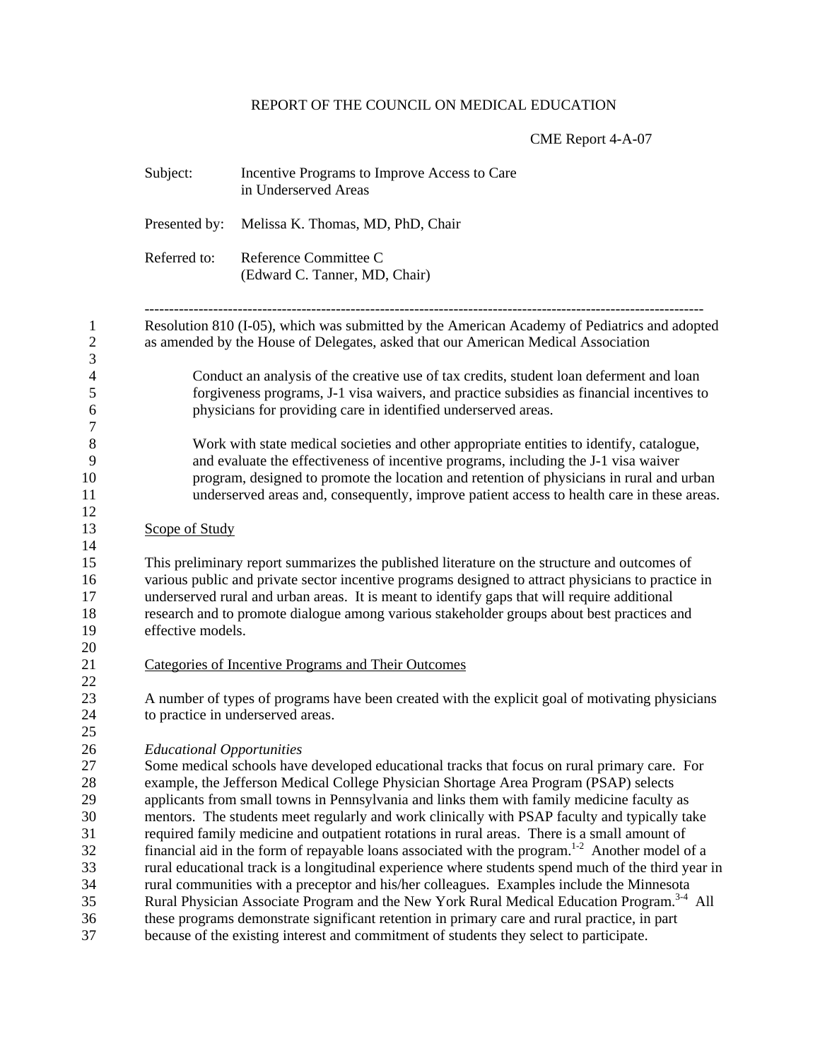REPORT OF THE COUNCIL ON MEDICAL EDUCATION

CME Report 4-A-07

Subject: Incentive Programs to Improve Access to Care in Underserved Areas

Presented by: Melissa K. Thomas, MD, PhD, Chair

Referred to: Reference Committee C (Edward C. Tanner, MD, Chair)

---

Resolution 810 (I-05), which was submitted by the American Academy of Pediatrics and adopted as amended by the House of Delegates, asked that our American Medical Association

> Conduct an analysis of the creative use of tax credits, student loan deferment and loan forgiveness programs, J-1 visa waivers, and practice subsidies as financial incentives to physicians for providing care in identified underserved areas.
>
> Work with state medical societies and other appropriate entities to identify, catalogue, and evaluate the effectiveness of incentive programs, including the J-1 visa waiver program, designed to promote the location and retention of physicians in rural and urban underserved areas and, consequently, improve patient access to health care in these areas.

## Scope of Study

This preliminary report summarizes the published literature on the structure and outcomes of various public and private sector incentive programs designed to attract physicians to practice in underserved rural and urban areas. It is meant to identify gaps that will require additional research and to promote dialogue among various stakeholder groups about best practices and effective models.

## Categories of Incentive Programs and Their Outcomes

A number of types of programs have been created with the explicit goal of motivating physicians to practice in underserved areas.

*Educational Opportunities*

Some medical schools have developed educational tracks that focus on rural primary care. For example, the Jefferson Medical College Physician Shortage Area Program (PSAP) selects applicants from small towns in Pennsylvania and links them with family medicine faculty as mentors. The students meet regularly and work clinically with PSAP faculty and typically take required family medicine and outpatient rotations in rural areas. There is a small amount of financial aid in the form of repayable loans associated with the program.[1-2] Another model of a rural educational track is a longitudinal experience where students spend much of the third year in rural communities with a preceptor and his/her colleagues. Examples include the Minnesota Rural Physician Associate Program and the New York Rural Medical Education Program.[3-4] All these programs demonstrate significant retention in primary care and rural practice, in part because of the existing interest and commitment of students they select to participate.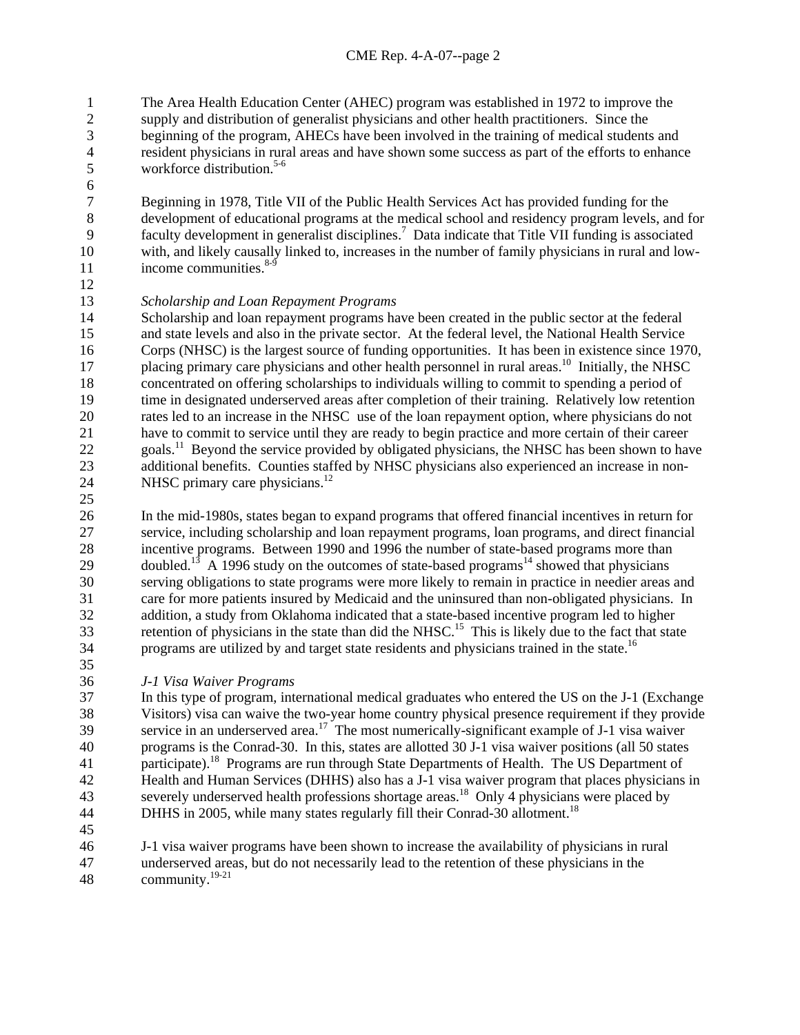The Area Health Education Center (AHEC) program was established in 1972 to improve the supply and distribution of generalist physicians and other health practitioners. Since the beginning of the program, AHECs have been involved in the training of medical students and resident physicians in rural areas and have shown some success as part of the efforts to enhance workforce distribution.[5-6]

Beginning in 1978, Title VII of the Public Health Services Act has provided funding for the development of educational programs at the medical school and residency program levels, and for faculty development in generalist disciplines.[7] Data indicate that Title VII funding is associated with, and likely causally linked to, increases in the number of family physicians in rural and low-income communities.[8-9]

*Scholarship and Loan Repayment Programs*

Scholarship and loan repayment programs have been created in the public sector at the federal and state levels and also in the private sector. At the federal level, the National Health Service Corps (NHSC) is the largest source of funding opportunities. It has been in existence since 1970, placing primary care physicians and other health personnel in rural areas.[10] Initially, the NHSC concentrated on offering scholarships to individuals willing to commit to spending a period of time in designated underserved areas after completion of their training. Relatively low retention rates led to an increase in the NHSC use of the loan repayment option, where physicians do not have to commit to service until they are ready to begin practice and more certain of their career goals.[11] Beyond the service provided by obligated physicians, the NHSC has been shown to have additional benefits. Counties staffed by NHSC physicians also experienced an increase in non-NHSC primary care physicians.[12]

In the mid-1980s, states began to expand programs that offered financial incentives in return for service, including scholarship and loan repayment programs, loan programs, and direct financial incentive programs. Between 1990 and 1996 the number of state-based programs more than doubled.[13] A 1996 study on the outcomes of state-based programs[14] showed that physicians serving obligations to state programs were more likely to remain in practice in needier areas and care for more patients insured by Medicaid and the uninsured than non-obligated physicians. In addition, a study from Oklahoma indicated that a state-based incentive program led to higher retention of physicians in the state than did the NHSC.[15] This is likely due to the fact that state programs are utilized by and target state residents and physicians trained in the state.[16]

*J-1 Visa Waiver Programs*

In this type of program, international medical graduates who entered the US on the J-1 (Exchange Visitors) visa can waive the two-year home country physical presence requirement if they provide service in an underserved area.[17] The most numerically-significant example of J-1 visa waiver programs is the Conrad-30. In this, states are allotted 30 J-1 visa waiver positions (all 50 states participate).[18] Programs are run through State Departments of Health. The US Department of Health and Human Services (DHHS) also has a J-1 visa waiver program that places physicians in severely underserved health professions shortage areas.[18] Only 4 physicians were placed by DHHS in 2005, while many states regularly fill their Conrad-30 allotment.[18]

J-1 visa waiver programs have been shown to increase the availability of physicians in rural underserved areas, but do not necessarily lead to the retention of these physicians in the community.[19-21]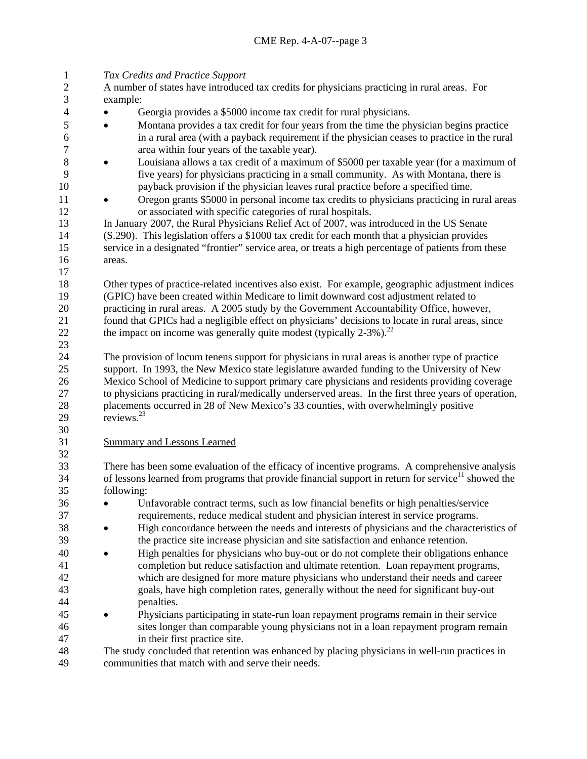*Tax Credits and Practice Support*

A number of states have introduced tax credits for physicians practicing in rural areas. For example:

- Georgia provides a $5000 income tax credit for rural physicians.
- Montana provides a tax credit for four years from the time the physician begins practice in a rural area (with a payback requirement if the physician ceases to practice in the rural area within four years of the taxable year).
- Louisiana allows a tax credit of a maximum of $5000 per taxable year (for a maximum of five years) for physicians practicing in a small community. As with Montana, there is payback provision if the physician leaves rural practice before a specified time.
- Oregon grants $5000 in personal income tax credits to physicians practicing in rural areas or associated with specific categories of rural hospitals.

In January 2007, the Rural Physicians Relief Act of 2007, was introduced in the US Senate (S.290). This legislation offers a $1000 tax credit for each month that a physician provides service in a designated "frontier" service area, or treats a high percentage of patients from these areas.

Other types of practice-related incentives also exist. For example, geographic adjustment indices (GPIC) have been created within Medicare to limit downward cost adjustment related to practicing in rural areas. A 2005 study by the Government Accountability Office, however, found that GPICs had a negligible effect on physicians' decisions to locate in rural areas, since the impact on income was generally quite modest (typically 2-3%).[22]

The provision of locum tenens support for physicians in rural areas is another type of practice support. In 1993, the New Mexico state legislature awarded funding to the University of New Mexico School of Medicine to support primary care physicians and residents providing coverage to physicians practicing in rural/medically underserved areas. In the first three years of operation, placements occurred in 28 of New Mexico's 33 counties, with overwhelmingly positive reviews.[23]

## Summary and Lessons Learned

There has been some evaluation of the efficacy of incentive programs. A comprehensive analysis of lessons learned from programs that provide financial support in return for service[11] showed the following:

- Unfavorable contract terms, such as low financial benefits or high penalties/service requirements, reduce medical student and physician interest in service programs.
- High concordance between the needs and interests of physicians and the characteristics of the practice site increase physician and site satisfaction and enhance retention.
- High penalties for physicians who buy-out or do not complete their obligations enhance completion but reduce satisfaction and ultimate retention. Loan repayment programs, which are designed for more mature physicians who understand their needs and career goals, have high completion rates, generally without the need for significant buy-out penalties.
- Physicians participating in state-run loan repayment programs remain in their service sites longer than comparable young physicians not in a loan repayment program remain in their first practice site.

The study concluded that retention was enhanced by placing physicians in well-run practices in communities that match with and serve their needs.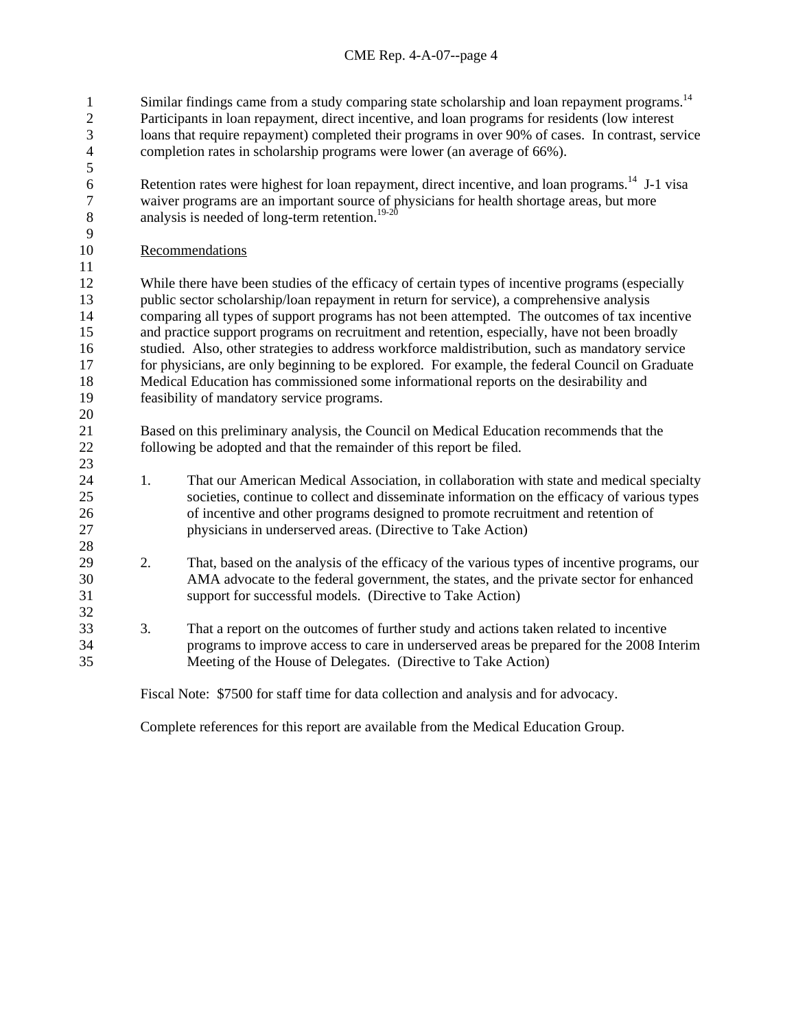Similar findings came from a study comparing state scholarship and loan repayment programs.[14] Participants in loan repayment, direct incentive, and loan programs for residents (low interest loans that require repayment) completed their programs in over 90% of cases. In contrast, service completion rates in scholarship programs were lower (an average of 66%).

Retention rates were highest for loan repayment, direct incentive, and loan programs.[14] J-1 visa waiver programs are an important source of physicians for health shortage areas, but more analysis is needed of long-term retention.[19-20]

Recommendations

While there have been studies of the efficacy of certain types of incentive programs (especially public sector scholarship/loan repayment in return for service), a comprehensive analysis comparing all types of support programs has not been attempted. The outcomes of tax incentive and practice support programs on recruitment and retention, especially, have not been broadly studied. Also, other strategies to address workforce maldistribution, such as mandatory service for physicians, are only beginning to be explored. For example, the federal Council on Graduate Medical Education has commissioned some informational reports on the desirability and feasibility of mandatory service programs.

Based on this preliminary analysis, the Council on Medical Education recommends that the following be adopted and that the remainder of this report be filed.

1. That our American Medical Association, in collaboration with state and medical specialty societies, continue to collect and disseminate information on the efficacy of various types of incentive and other programs designed to promote recruitment and retention of physicians in underserved areas. (Directive to Take Action)

2. That, based on the analysis of the efficacy of the various types of incentive programs, our AMA advocate to the federal government, the states, and the private sector for enhanced support for successful models. (Directive to Take Action)

3. That a report on the outcomes of further study and actions taken related to incentive programs to improve access to care in underserved areas be prepared for the 2008 Interim Meeting of the House of Delegates. (Directive to Take Action)

Fiscal Note: $7500 for staff time for data collection and analysis and for advocacy.

Complete references for this report are available from the Medical Education Group.